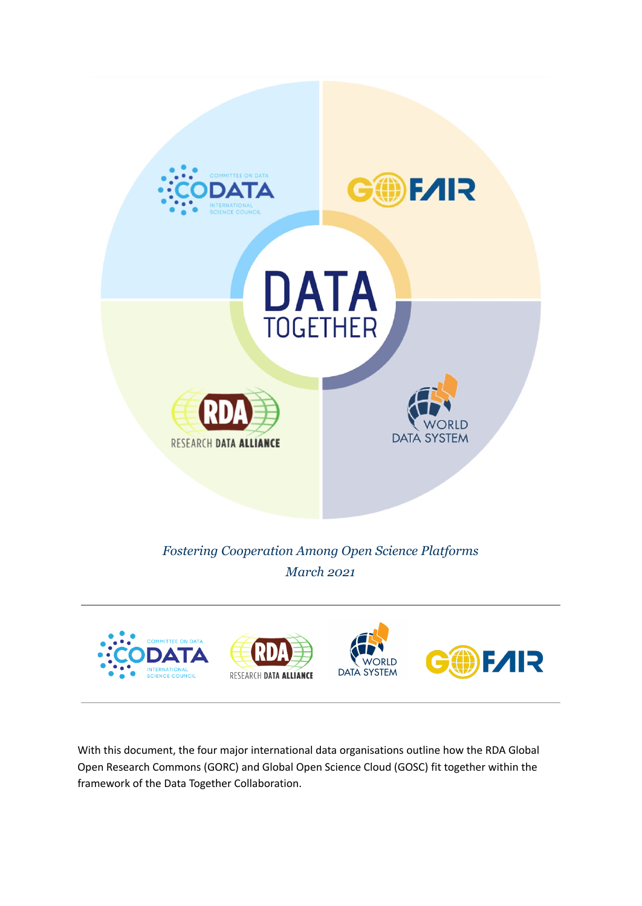# DATA TOGETHER

*Fostering Cooperation Among Open Science Platforms*

*March 2021*

---

With this document, the four major international data organisations outline how the RDA Global Open Research Commons (GORC) and Global Open Science Cloud (GOSC) fit together within the framework of the Data Together Collaboration.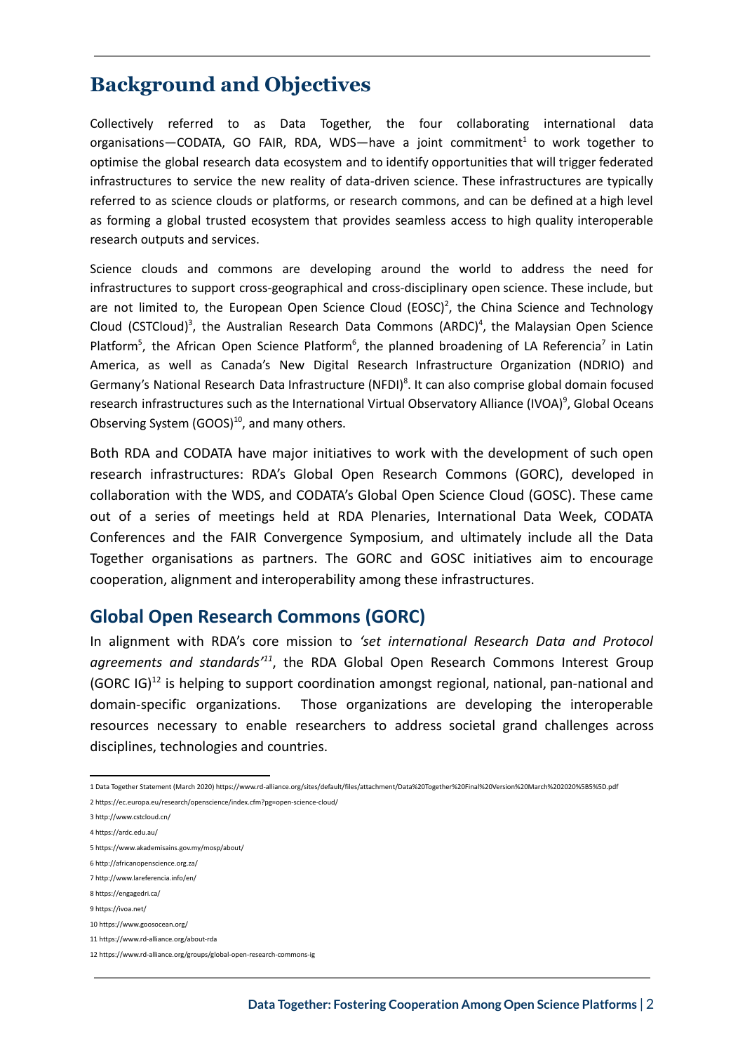# Background and Objectives

Collectively referred to as Data Together, the four collaborating international data organisations—CODATA, GO FAIR, RDA, WDS—have a joint commitment[1] to work together to optimise the global research data ecosystem and to identify opportunities that will trigger federated infrastructures to service the new reality of data-driven science. These infrastructures are typically referred to as science clouds or platforms, or research commons, and can be defined at a high level as forming a global trusted ecosystem that provides seamless access to high quality interoperable research outputs and services.

Science clouds and commons are developing around the world to address the need for infrastructures to support cross-geographical and cross-disciplinary open science. These include, but are not limited to, the European Open Science Cloud (EOSC)[2], the China Science and Technology Cloud (CSTCloud)[3], the Australian Research Data Commons (ARDC)[4], the Malaysian Open Science Platform[5], the African Open Science Platform[6], the planned broadening of LA Referencia[7] in Latin America, as well as Canada's New Digital Research Infrastructure Organization (NDRIO) and Germany's National Research Data Infrastructure (NFDI)[8]. It can also comprise global domain focused research infrastructures such as the International Virtual Observatory Alliance (IVOA)[9], Global Oceans Observing System (GOOS)[10], and many others.

Both RDA and CODATA have major initiatives to work with the development of such open research infrastructures: RDA's Global Open Research Commons (GORC), developed in collaboration with the WDS, and CODATA's Global Open Science Cloud (GOSC). These came out of a series of meetings held at RDA Plenaries, International Data Week, CODATA Conferences and the FAIR Convergence Symposium, and ultimately include all the Data Together organisations as partners. The GORC and GOSC initiatives aim to encourage cooperation, alignment and interoperability among these infrastructures.

## Global Open Research Commons (GORC)

In alignment with RDA's core mission to *'set international Research Data and Protocol agreements and standards'*[11], the RDA Global Open Research Commons Interest Group (GORC IG)[12] is helping to support coordination amongst regional, national, pan-national and domain-specific organizations. Those organizations are developing the interoperable resources necessary to enable researchers to address societal grand challenges across disciplines, technologies and countries.

---

1 Data Together Statement (March 2020) https://www.rd-alliance.org/sites/default/files/attachment/Data%20Together%20Final%20Version%20March%202020%5B5%5D.pdf

2 https://ec.europa.eu/research/openscience/index.cfm?pg=open-science-cloud/

3 http://www.cstcloud.cn/

4 https://ardc.edu.au/

5 https://www.akademisains.gov.my/mosp/about/

6 http://africanopenscience.org.za/

7 http://www.lareferencia.info/en/

8 https://engagedri.ca/

9 https://ivoa.net/

10 https://www.goosocean.org/

11 https://www.rd-alliance.org/about-rda

12 https://www.rd-alliance.org/groups/global-open-research-commons-ig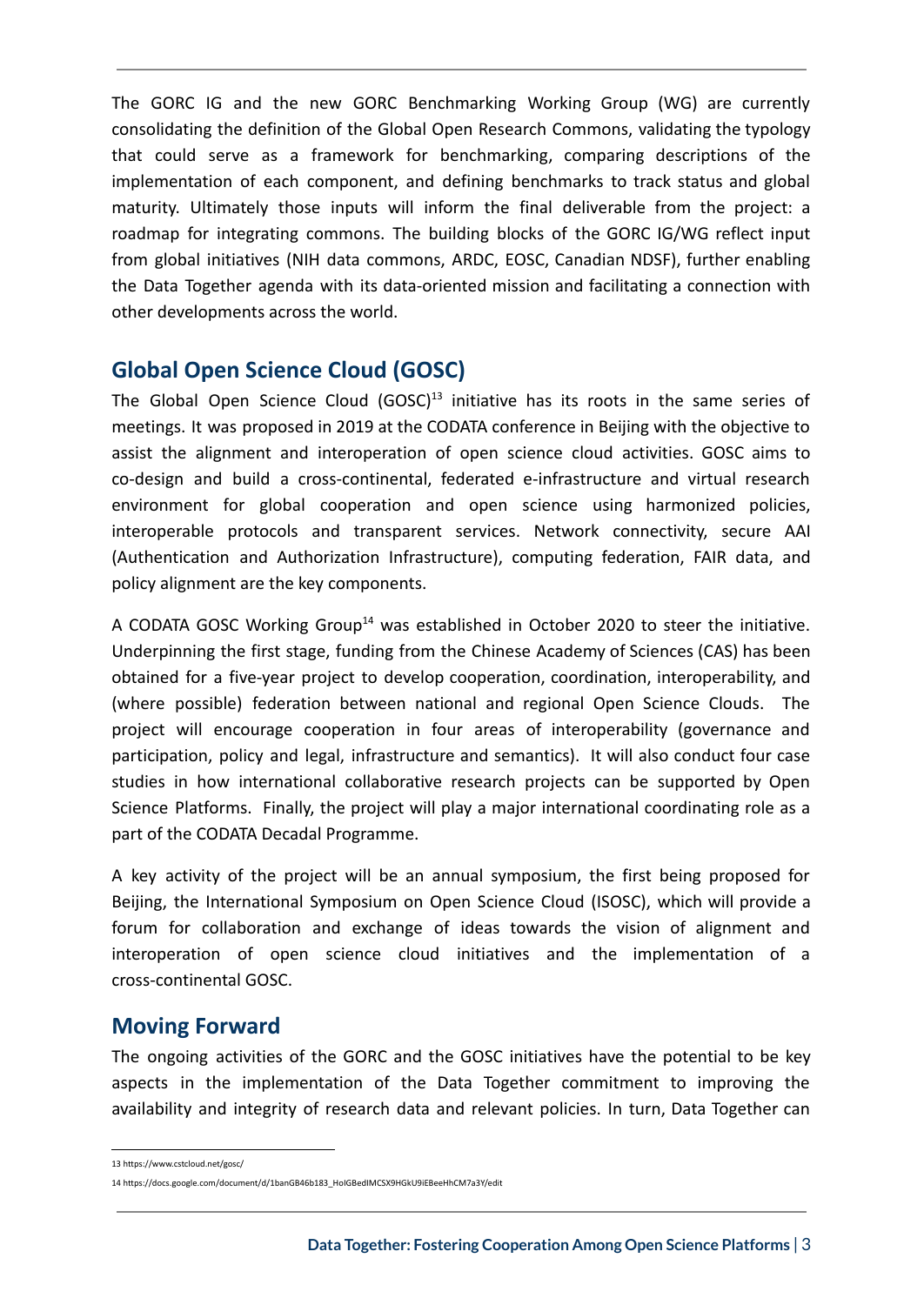The GORC IG and the new GORC Benchmarking Working Group (WG) are currently consolidating the definition of the Global Open Research Commons, validating the typology that could serve as a framework for benchmarking, comparing descriptions of the implementation of each component, and defining benchmarks to track status and global maturity. Ultimately those inputs will inform the final deliverable from the project: a roadmap for integrating commons. The building blocks of the GORC IG/WG reflect input from global initiatives (NIH data commons, ARDC, EOSC, Canadian NDSF), further enabling the Data Together agenda with its data-oriented mission and facilitating a connection with other developments across the world.

## Global Open Science Cloud (GOSC)

The Global Open Science Cloud (GOSC)[13] initiative has its roots in the same series of meetings. It was proposed in 2019 at the CODATA conference in Beijing with the objective to assist the alignment and interoperation of open science cloud activities. GOSC aims to co-design and build a cross-continental, federated e-infrastructure and virtual research environment for global cooperation and open science using harmonized policies, interoperable protocols and transparent services. Network connectivity, secure AAI (Authentication and Authorization Infrastructure), computing federation, FAIR data, and policy alignment are the key components.

A CODATA GOSC Working Group[14] was established in October 2020 to steer the initiative. Underpinning the first stage, funding from the Chinese Academy of Sciences (CAS) has been obtained for a five-year project to develop cooperation, coordination, interoperability, and (where possible) federation between national and regional Open Science Clouds. The project will encourage cooperation in four areas of interoperability (governance and participation, policy and legal, infrastructure and semantics). It will also conduct four case studies in how international collaborative research projects can be supported by Open Science Platforms. Finally, the project will play a major international coordinating role as a part of the CODATA Decadal Programme.

A key activity of the project will be an annual symposium, the first being proposed for Beijing, the International Symposium on Open Science Cloud (ISOSC), which will provide a forum for collaboration and exchange of ideas towards the vision of alignment and interoperation of open science cloud initiatives and the implementation of a cross-continental GOSC.

## Moving Forward

The ongoing activities of the GORC and the GOSC initiatives have the potential to be key aspects in the implementation of the Data Together commitment to improving the availability and integrity of research data and relevant policies. In turn, Data Together can

---

13 https://www.cstcloud.net/gosc/

14 https://docs.google.com/document/d/1banGB46b183_HoIGBedIMCSX9HGkU9iEBeeHhCM7a3Y/edit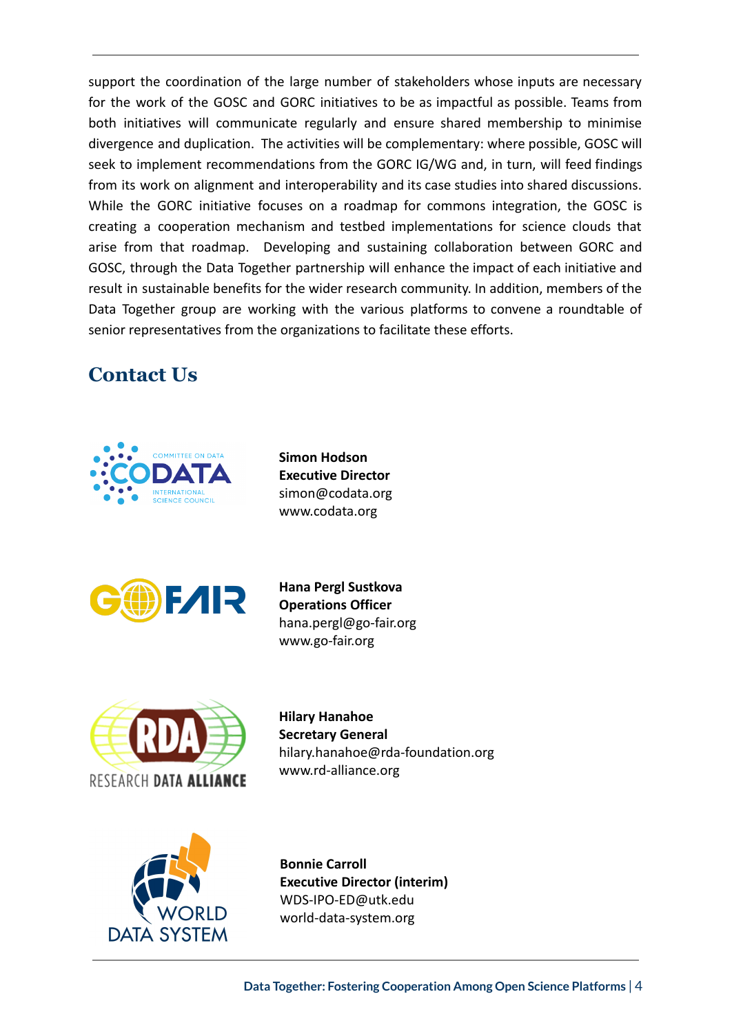support the coordination of the large number of stakeholders whose inputs are necessary for the work of the GOSC and GORC initiatives to be as impactful as possible. Teams from both initiatives will communicate regularly and ensure shared membership to minimise divergence and duplication. The activities will be complementary: where possible, GOSC will seek to implement recommendations from the GORC IG/WG and, in turn, will feed findings from its work on alignment and interoperability and its case studies into shared discussions. While the GORC initiative focuses on a roadmap for commons integration, the GOSC is creating a cooperation mechanism and testbed implementations for science clouds that arise from that roadmap. Developing and sustaining collaboration between GORC and GOSC, through the Data Together partnership will enhance the impact of each initiative and result in sustainable benefits for the wider research community. In addition, members of the Data Together group are working with the various platforms to convene a roundtable of senior representatives from the organizations to facilitate these efforts.

## Contact Us

**Simon Hodson**
**Executive Director**
simon@codata.org
www.codata.org

**Hana Pergl Sustkova**
**Operations Officer**
hana.pergl@go-fair.org
www.go-fair.org

**Hilary Hanahoe**
**Secretary General**
hilary.hanahoe@rda-foundation.org
www.rd-alliance.org

**Bonnie Carroll**
**Executive Director (interim)**
WDS-IPO-ED@utk.edu
world-data-system.org